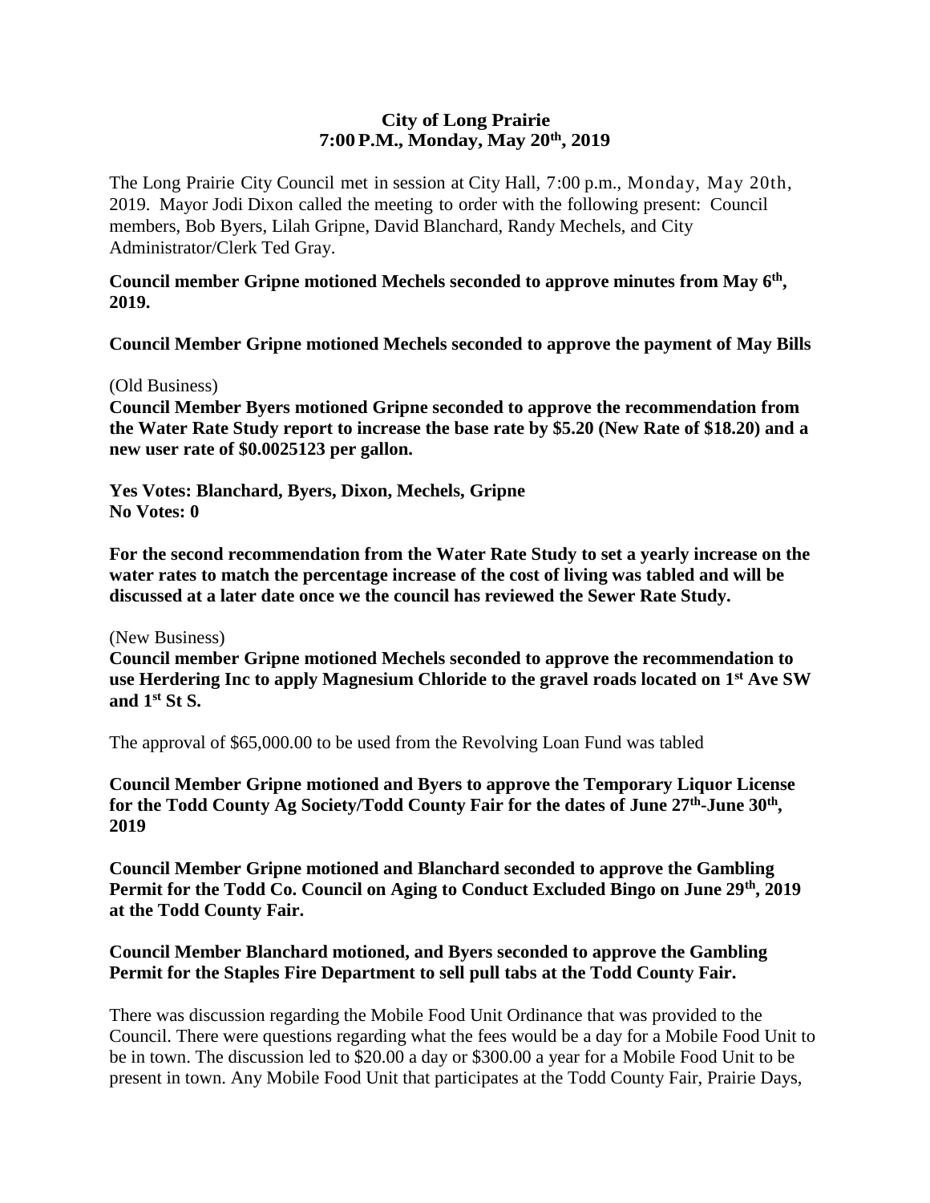**City of Long Prairie**
**7:00 P.M., Monday, May 20th, 2019**

The Long Prairie City Council met in session at City Hall, 7:00 p.m., Monday, May 20th, 2019. Mayor Jodi Dixon called the meeting to order with the following present: Council members, Bob Byers, Lilah Gripne, David Blanchard, Randy Mechels, and City Administrator/Clerk Ted Gray.

**Council member Gripne motioned Mechels seconded to approve minutes from May 6th, 2019.**

**Council Member Gripne motioned Mechels seconded to approve the payment of May Bills**

(Old Business)
**Council Member Byers motioned Gripne seconded to approve the recommendation from the Water Rate Study report to increase the base rate by $5.20 (New Rate of $18.20) and a new user rate of $0.0025123 per gallon.**

**Yes Votes: Blanchard, Byers, Dixon, Mechels, Gripne**
**No Votes: 0**

**For the second recommendation from the Water Rate Study to set a yearly increase on the water rates to match the percentage increase of the cost of living was tabled and will be discussed at a later date once we the council has reviewed the Sewer Rate Study.**

(New Business)
**Council member Gripne motioned Mechels seconded to approve the recommendation to use Herdering Inc to apply Magnesium Chloride to the gravel roads located on 1st Ave SW and 1st St S.**

The approval of $65,000.00 to be used from the Revolving Loan Fund was tabled

**Council Member Gripne motioned and Byers to approve the Temporary Liquor License for the Todd County Ag Society/Todd County Fair for the dates of June 27th-June 30th, 2019**

**Council Member Gripne motioned and Blanchard seconded to approve the Gambling Permit for the Todd Co. Council on Aging to Conduct Excluded Bingo on June 29th, 2019 at the Todd County Fair.**

**Council Member Blanchard motioned, and Byers seconded to approve the Gambling Permit for the Staples Fire Department to sell pull tabs at the Todd County Fair.**

There was discussion regarding the Mobile Food Unit Ordinance that was provided to the Council. There were questions regarding what the fees would be a day for a Mobile Food Unit to be in town. The discussion led to $20.00 a day or $300.00 a year for a Mobile Food Unit to be present in town. Any Mobile Food Unit that participates at the Todd County Fair, Prairie Days,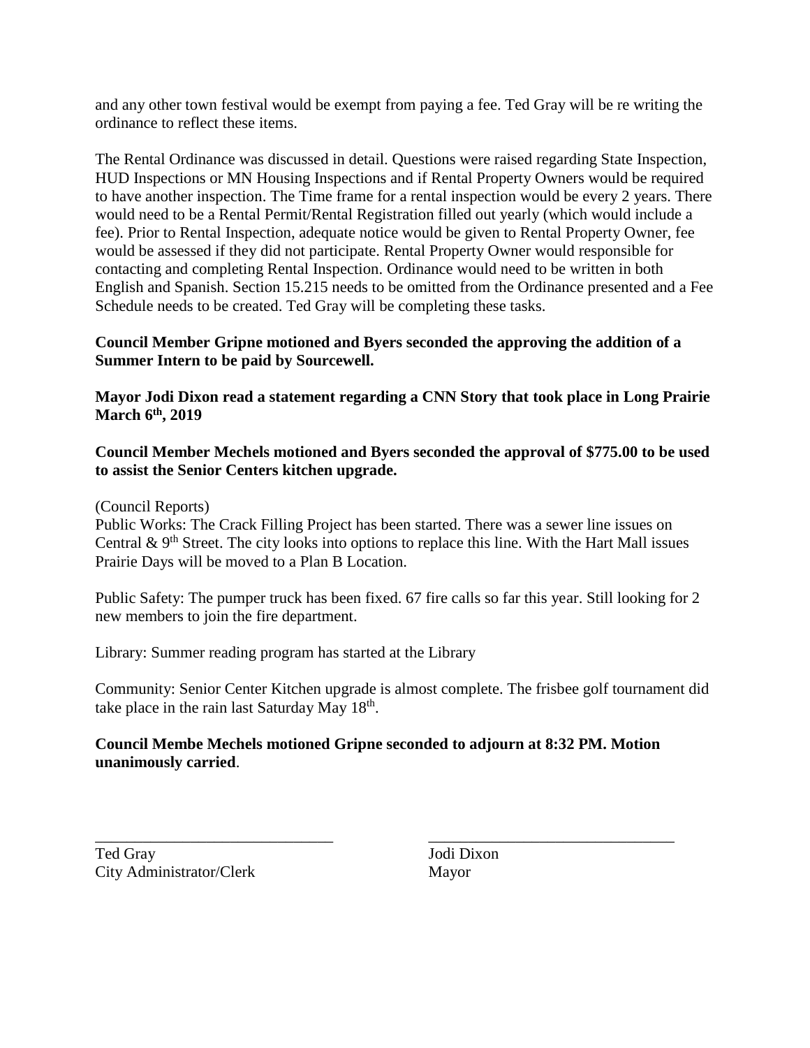and any other town festival would be exempt from paying a fee. Ted Gray will be re writing the ordinance to reflect these items.

The Rental Ordinance was discussed in detail. Questions were raised regarding State Inspection, HUD Inspections or MN Housing Inspections and if Rental Property Owners would be required to have another inspection. The Time frame for a rental inspection would be every 2 years. There would need to be a Rental Permit/Rental Registration filled out yearly (which would include a fee). Prior to Rental Inspection, adequate notice would be given to Rental Property Owner, fee would be assessed if they did not participate. Rental Property Owner would responsible for contacting and completing Rental Inspection. Ordinance would need to be written in both English and Spanish. Section 15.215 needs to be omitted from the Ordinance presented and a Fee Schedule needs to be created. Ted Gray will be completing these tasks.

**Council Member Gripne motioned and Byers seconded the approving the addition of a Summer Intern to be paid by Sourcewell.**

**Mayor Jodi Dixon read a statement regarding a CNN Story that took place in Long Prairie March 6th, 2019**

**Council Member Mechels motioned and Byers seconded the approval of $775.00 to be used to assist the Senior Centers kitchen upgrade.**

(Council Reports)

Public Works: The Crack Filling Project has been started. There was a sewer line issues on Central & 9th Street. The city looks into options to replace this line. With the Hart Mall issues Prairie Days will be moved to a Plan B Location.

Public Safety: The pumper truck has been fixed. 67 fire calls so far this year. Still looking for 2 new members to join the fire department.

Library: Summer reading program has started at the Library

Community: Senior Center Kitchen upgrade is almost complete. The frisbee golf tournament did take place in the rain last Saturday May 18th.

**Council Membe Mechels motioned Gripne seconded to adjourn at 8:32 PM. Motion unanimously carried**.

\_\_\_\_\_\_\_\_\_\_\_\_\_\_\_\_\_\_\_\_\_\_\_\_\_\_\_\_\_\_ \_\_\_\_\_\_\_\_\_\_\_\_\_\_\_\_\_\_\_\_\_\_\_\_\_\_\_\_\_\_

Ted Gray
City Administrator/Clerk

Jodi Dixon
Mayor